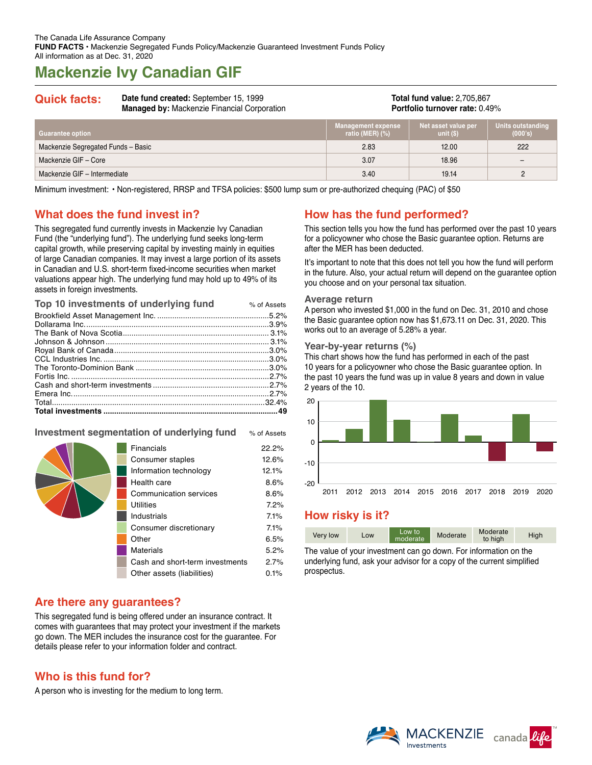The Canada Life Assurance Company
**FUND FACTS** • Mackenzie Segregated Funds Policy/Mackenzie Guaranteed Investment Funds Policy
All information as at Dec. 31, 2020

# Mackenzie Ivy Canadian GIF

## Quick facts:

**Date fund created:** September 15, 1999
**Managed by:** Mackenzie Financial Corporation

**Total fund value:** 2,705,867
**Portfolio turnover rate:** 0.49%

| Guarantee option | Management expense ratio (MER) (%) | Net asset value per unit ($) | Units outstanding (000's) |
|---|---|---|---|
| Mackenzie Segregated Funds – Basic | 2.83 | 12.00 | 222 |
| Mackenzie GIF – Core | 3.07 | 18.96 | – |
| Mackenzie GIF – Intermediate | 3.40 | 19.14 | 2 |

Minimum investment: • Non-registered, RRSP and TFSA policies: $500 lump sum or pre-authorized chequing (PAC) of $50

## What does the fund invest in?

This segregated fund currently invests in Mackenzie Ivy Canadian Fund (the "underlying fund"). The underlying fund seeks long-term capital growth, while preserving capital by investing mainly in equities of large Canadian companies. It may invest a large portion of its assets in Canadian and U.S. short-term fixed-income securities when market valuations appear high. The underlying fund may hold up to 49% of its assets in foreign investments.

### Top 10 investments of underlying fund

| | % of Assets |
|---|---|
| Brookfield Asset Management Inc. | 5.2% |
| Dollarama Inc. | 3.9% |
| The Bank of Nova Scotia | 3.1% |
| Johnson & Johnson | 3.1% |
| Royal Bank of Canada | 3.0% |
| CCL Industries Inc. | 3.0% |
| The Toronto-Dominion Bank | 3.0% |
| Fortis Inc. | 2.7% |
| Cash and short-term investments | 2.7% |
| Emera Inc. | 2.7% |
| Total | 32.4% |
| **Total investments** | **49** |

### Investment segmentation of underlying fund

| | % of Assets |
|---|---|
| Financials | 22.2% |
| Consumer staples | 12.6% |
| Information technology | 12.1% |
| Health care | 8.6% |
| Communication services | 8.6% |
| Utilities | 7.2% |
| Industrials | 7.1% |
| Consumer discretionary | 7.1% |
| Other | 6.5% |
| Materials | 5.2% |
| Cash and short-term investments | 2.7% |
| Other assets (liabilities) | 0.1% |

## How has the fund performed?

This section tells you how the fund has performed over the past 10 years for a policyowner who chose the Basic guarantee option. Returns are after the MER has been deducted.

It's important to note that this does not tell you how the fund will perform in the future. Also, your actual return will depend on the guarantee option you choose and on your personal tax situation.

### Average return

A person who invested $1,000 in the fund on Dec. 31, 2010 and chose the Basic guarantee option now has $1,673.11 on Dec. 31, 2020. This works out to an average of 5.28% a year.

### Year-by-year returns (%)

This chart shows how the fund has performed in each of the past 10 years for a policyowner who chose the Basic guarantee option. In the past 10 years the fund was up in value 8 years and down in value 2 years of the 10.

## How risky is it?

| Very low | Low | **Low to moderate** | Moderate | Moderate to high | High |
|---|---|---|---|---|---|

The value of your investment can go down. For information on the underlying fund, ask your advisor for a copy of the current simplified prospectus.

## Are there any guarantees?

This segregated fund is being offered under an insurance contract. It comes with guarantees that may protect your investment if the markets go down. The MER includes the insurance cost for the guarantee. For details please refer to your information folder and contract.

## Who is this fund for?

A person who is investing for the medium to long term.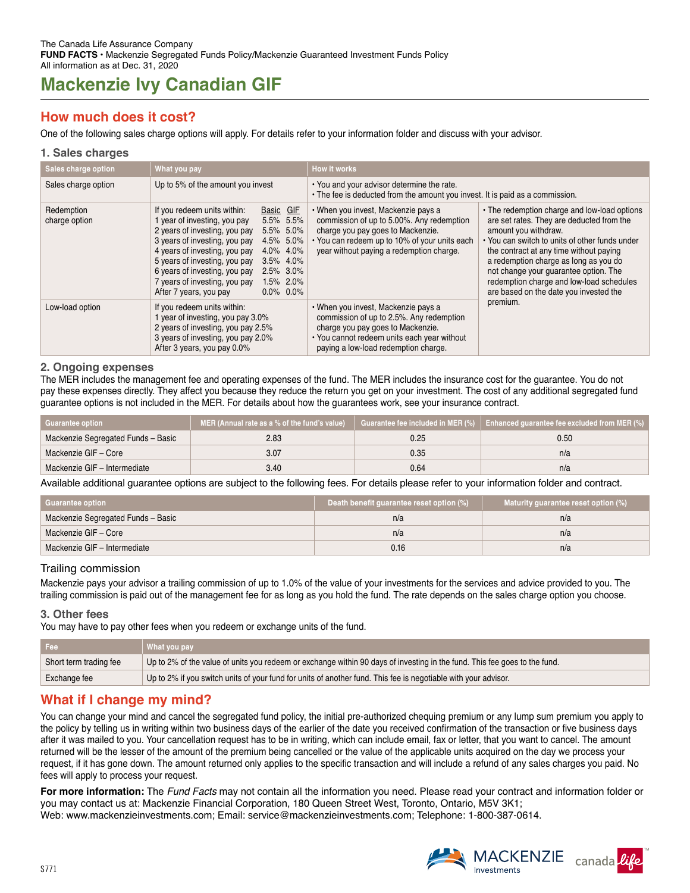The Canada Life Assurance Company
**FUND FACTS** • Mackenzie Segregated Funds Policy/Mackenzie Guaranteed Investment Funds Policy
All information as at Dec. 31, 2020

# Mackenzie Ivy Canadian GIF

## How much does it cost?

One of the following sales charge options will apply. For details refer to your information folder and discuss with your advisor.

### 1. Sales charges

| Sales charge option | What you pay | How it works | |
|---|---|---|---|
| Sales charge option | Up to 5% of the amount you invest | • You and your advisor determine the rate.<br>• The fee is deducted from the amount you invest. It is paid as a commission. | |
| Redemption charge option | If you redeem units within: Basic / GIF<br>1 year of investing, you pay 5.5% 5.5%<br>2 years of investing, you pay 5.5% 5.0%<br>3 years of investing, you pay 4.5% 5.0%<br>4 years of investing, you pay 4.0% 4.0%<br>5 years of investing, you pay 3.5% 4.0%<br>6 years of investing, you pay 2.5% 3.0%<br>7 years of investing, you pay 1.5% 2.0%<br>After 7 years, you pay 0.0% 0.0% | • When you invest, Mackenzie pays a commission of up to 5.00%. Any redemption charge you pay goes to Mackenzie.<br>• You can redeem up to 10% of your units each year without paying a redemption charge. | • The redemption charge and low-load options are set rates. They are deducted from the amount you withdraw.<br>• You can switch to units of other funds under the contract at any time without paying a redemption charge as long as you do not change your guarantee option. The redemption charge and low-load schedules are based on the date you invested the premium. |
| Low-load option | If you redeem units within:<br>1 year of investing, you pay 3.0%<br>2 years of investing, you pay 2.5%<br>3 years of investing, you pay 2.0%<br>After 3 years, you pay 0.0% | • When you invest, Mackenzie pays a commission of up to 2.5%. Any redemption charge you pay goes to Mackenzie.<br>• You cannot redeem units each year without paying a low-load redemption charge. | |

### 2. Ongoing expenses

The MER includes the management fee and operating expenses of the fund. The MER includes the insurance cost for the guarantee. You do not pay these expenses directly. They affect you because they reduce the return you get on your investment. The cost of any additional segregated fund guarantee options is not included in the MER. For details about how the guarantees work, see your insurance contract.

| Guarantee option | MER (Annual rate as a % of the fund's value) | Guarantee fee included in MER (%) | Enhanced guarantee fee excluded from MER (%) |
|---|---|---|---|
| Mackenzie Segregated Funds – Basic | 2.83 | 0.25 | 0.50 |
| Mackenzie GIF – Core | 3.07 | 0.35 | n/a |
| Mackenzie GIF – Intermediate | 3.40 | 0.64 | n/a |

Available additional guarantee options are subject to the following fees. For details please refer to your information folder and contract.

| Guarantee option | Death benefit guarantee reset option (%) | Maturity guarantee reset option (%) |
|---|---|---|
| Mackenzie Segregated Funds – Basic | n/a | n/a |
| Mackenzie GIF – Core | n/a | n/a |
| Mackenzie GIF – Intermediate | 0.16 | n/a |

#### Trailing commission

Mackenzie pays your advisor a trailing commission of up to 1.0% of the value of your investments for the services and advice provided to you. The trailing commission is paid out of the management fee for as long as you hold the fund. The rate depends on the sales charge option you choose.

### 3. Other fees

You may have to pay other fees when you redeem or exchange units of the fund.

| Fee | What you pay |
|---|---|
| Short term trading fee | Up to 2% of the value of units you redeem or exchange within 90 days of investing in the fund. This fee goes to the fund. |
| Exchange fee | Up to 2% if you switch units of your fund for units of another fund. This fee is negotiable with your advisor. |

## What if I change my mind?

You can change your mind and cancel the segregated fund policy, the initial pre-authorized chequing premium or any lump sum premium you apply to the policy by telling us in writing within two business days of the earlier of the date you received confirmation of the transaction or five business days after it was mailed to you. Your cancellation request has to be in writing, which can include email, fax or letter, that you want to cancel. The amount returned will be the lesser of the amount of the premium being cancelled or the value of the applicable units acquired on the day we process your request, if it has gone down. The amount returned only applies to the specific transaction and will include a refund of any sales charges you paid. No fees will apply to process your request.

**For more information:** The *Fund Facts* may not contain all the information you need. Please read your contract and information folder or you may contact us at: Mackenzie Financial Corporation, 180 Queen Street West, Toronto, Ontario, M5V 3K1;
Web: www.mackenzieinvestments.com; Email: service@mackenzieinvestments.com; Telephone: 1-800-387-0614.

S771